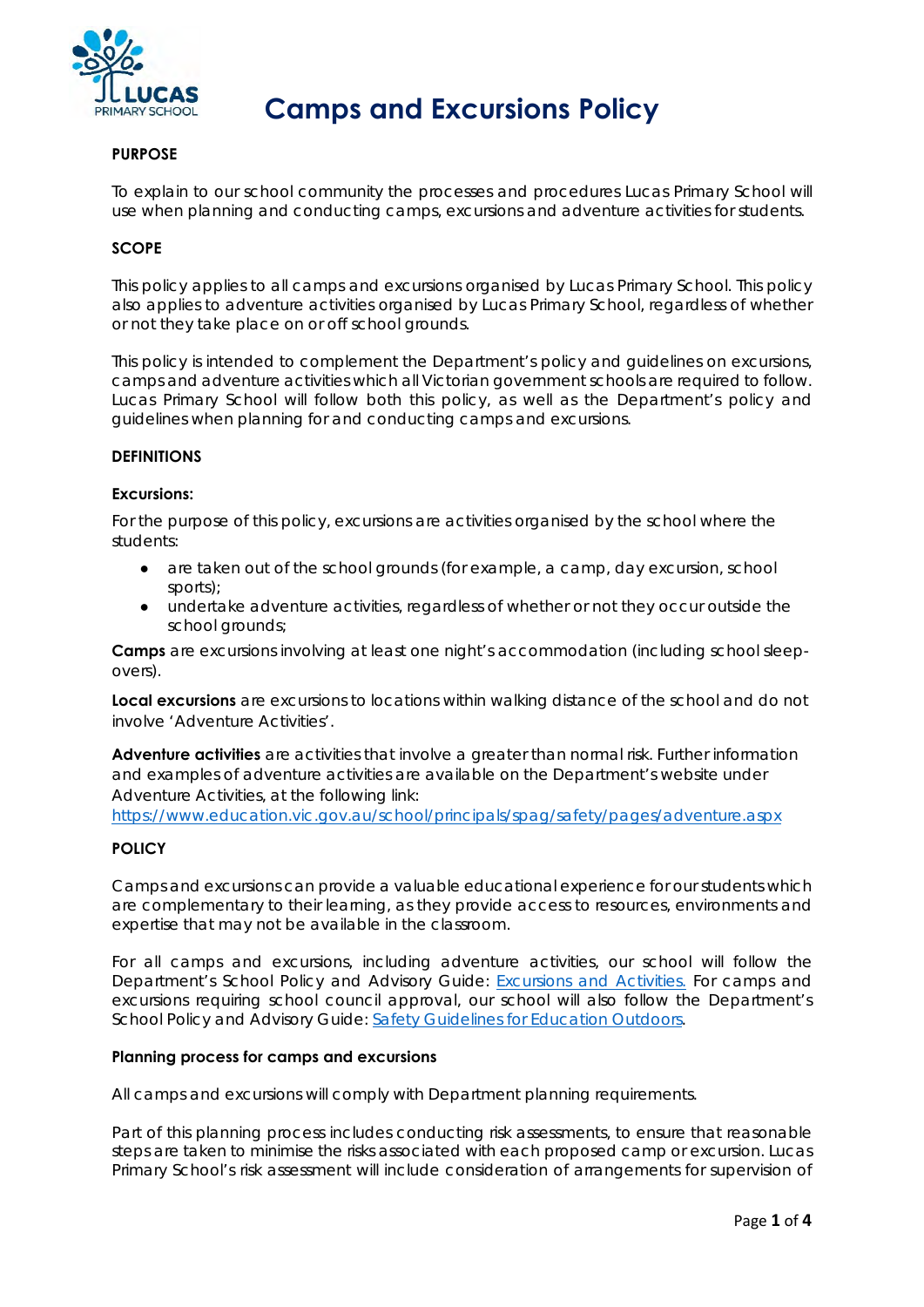# Camps and Excursions Policy

**PURPOSE**

To explain to our school community the processes and procedures Lucas Primary School will use when planning and conducting camps, excursions and adventure activities for students.

**SCOPE**

This policy applies to all camps and excursions organised by Lucas Primary School. This policy also applies to adventure activities organised by Lucas Primary School, regardless of whether or not they take place on or off school grounds.

This policy is intended to complement the Department's policy and guidelines on excursions, camps and adventure activities which all Victorian government schools are required to follow. Lucas Primary School will follow both this policy, as well as the Department's policy and guidelines when planning for and conducting camps and excursions.

**DEFINITIONS**

**Excursions:**

For the purpose of this policy, excursions are activities organised by the school where the students:

- are taken out of the school grounds (for example, a camp, day excursion, school sports);
- undertake adventure activities, regardless of whether or not they occur outside the school grounds;

**Camps** are excursions involving at least one night's accommodation (including school sleep-overs).

**Local excursions** are excursions to locations within walking distance of the school and do not involve 'Adventure Activities'.

**Adventure activities** are activities that involve a greater than normal risk. Further information and examples of adventure activities are available on the Department's website under Adventure Activities, at the following link:
https://www.education.vic.gov.au/school/principals/spag/safety/pages/adventure.aspx

**POLICY**

Camps and excursions can provide a valuable educational experience for our students which are complementary to their learning, as they provide access to resources, environments and expertise that may not be available in the classroom.

For all camps and excursions, including adventure activities, our school will follow the Department's School Policy and Advisory Guide: Excursions and Activities. For camps and excursions requiring school council approval, our school will also follow the Department's School Policy and Advisory Guide: Safety Guidelines for Education Outdoors.

**Planning process for camps and excursions**

All camps and excursions will comply with Department planning requirements.

Part of this planning process includes conducting risk assessments, to ensure that reasonable steps are taken to minimise the risks associated with each proposed camp or excursion. Lucas Primary School's risk assessment will include consideration of arrangements for supervision of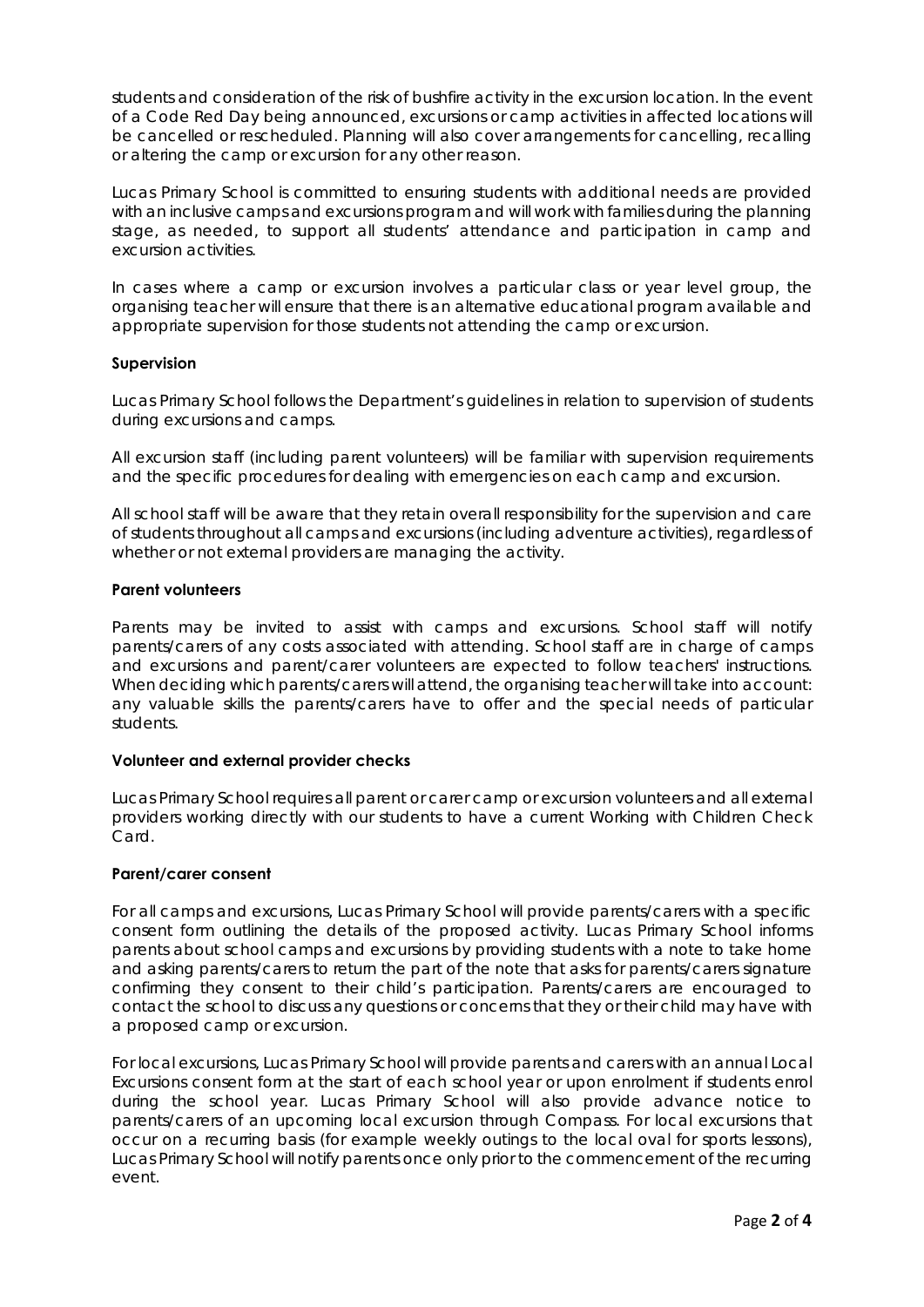students and consideration of the risk of bushfire activity in the excursion location. In the event of a Code Red Day being announced, excursions or camp activities in affected locations will be cancelled or rescheduled. Planning will also cover arrangements for cancelling, recalling or altering the camp or excursion for any other reason.

Lucas Primary School is committed to ensuring students with additional needs are provided with an inclusive camps and excursions program and will work with families during the planning stage, as needed, to support all students' attendance and participation in camp and excursion activities.

In cases where a camp or excursion involves a particular class or year level group, the organising teacher will ensure that there is an alternative educational program available and appropriate supervision for those students not attending the camp or excursion.

**Supervision**

Lucas Primary School follows the Department's guidelines in relation to supervision of students during excursions and camps.

All excursion staff (including parent volunteers) will be familiar with supervision requirements and the specific procedures for dealing with emergencies on each camp and excursion.

All school staff will be aware that they retain overall responsibility for the supervision and care of students throughout all camps and excursions (including adventure activities), regardless of whether or not external providers are managing the activity.

**Parent volunteers**

Parents may be invited to assist with camps and excursions. School staff will notify parents/carers of any costs associated with attending. School staff are in charge of camps and excursions and parent/carer volunteers are expected to follow teachers' instructions. When deciding which parents/carers will attend, the organising teacher will take into account: any valuable skills the parents/carers have to offer and the special needs of particular students.

**Volunteer and external provider checks**

Lucas Primary School requires all parent or carer camp or excursion volunteers and all external providers working directly with our students to have a current Working with Children Check Card.

**Parent/carer consent**

For all camps and excursions, Lucas Primary School will provide parents/carers with a specific consent form outlining the details of the proposed activity. Lucas Primary School informs parents about school camps and excursions by providing students with a note to take home and asking parents/carers to return the part of the note that asks for parents/carers signature confirming they consent to their child's participation. Parents/carers are encouraged to contact the school to discuss any questions or concerns that they or their child may have with a proposed camp or excursion.

For local excursions, Lucas Primary School will provide parents and carers with an annual Local Excursions consent form at the start of each school year or upon enrolment if students enrol during the school year. Lucas Primary School will also provide advance notice to parents/carers of an upcoming local excursion through Compass. For local excursions that occur on a recurring basis (for example weekly outings to the local oval for sports lessons), Lucas Primary School will notify parents once only prior to the commencement of the recurring event.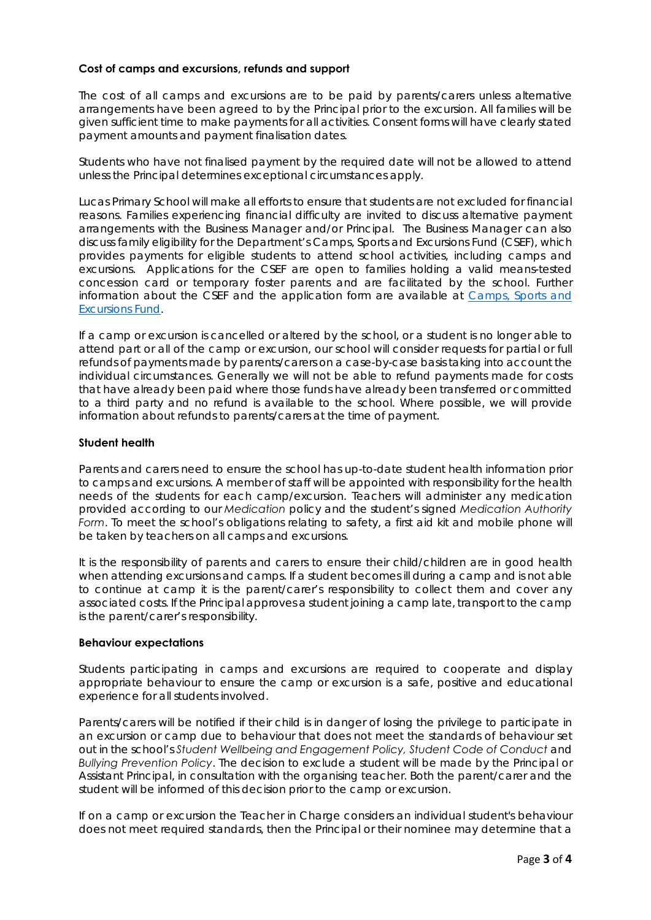**Cost of camps and excursions, refunds and support**

The cost of all camps and excursions are to be paid by parents/carers unless alternative arrangements have been agreed to by the Principal prior to the excursion. All families will be given sufficient time to make payments for all activities. Consent forms will have clearly stated payment amounts and payment finalisation dates.

Students who have not finalised payment by the required date will not be allowed to attend unless the Principal determines exceptional circumstances apply.

Lucas Primary School will make all efforts to ensure that students are not excluded for financial reasons. Families experiencing financial difficulty are invited to discuss alternative payment arrangements with the Business Manager and/or Principal. The Business Manager can also discuss family eligibility for the Department's Camps, Sports and Excursions Fund (CSEF), which provides payments for eligible students to attend school activities, including camps and excursions. Applications for the CSEF are open to families holding a valid means-tested concession card or temporary foster parents and are facilitated by the school. Further information about the CSEF and the application form are available at [Camps, Sports and Excursions Fund](#).

If a camp or excursion is cancelled or altered by the school, or a student is no longer able to attend part or all of the camp or excursion, our school will consider requests for partial or full refunds of payments made by parents/carers on a case-by-case basis taking into account the individual circumstances. Generally we will not be able to refund payments made for costs that have already been paid where those funds have already been transferred or committed to a third party and no refund is available to the school. Where possible, we will provide information about refunds to parents/carers at the time of payment.

**Student health**

Parents and carers need to ensure the school has up-to-date student health information prior to camps and excursions. A member of staff will be appointed with responsibility for the health needs of the students for each camp/excursion. Teachers will administer any medication provided according to our *Medication* policy and the student's signed *Medication Authority Form*. To meet the school's obligations relating to safety, a first aid kit and mobile phone will be taken by teachers on all camps and excursions.

It is the responsibility of parents and carers to ensure their child/children are in good health when attending excursions and camps. If a student becomes ill during a camp and is not able to continue at camp it is the parent/carer's responsibility to collect them and cover any associated costs. If the Principal approves a student joining a camp late, transport to the camp is the parent/carer's responsibility.

**Behaviour expectations**

Students participating in camps and excursions are required to cooperate and display appropriate behaviour to ensure the camp or excursion is a safe, positive and educational experience for all students involved.

Parents/carers will be notified if their child is in danger of losing the privilege to participate in an excursion or camp due to behaviour that does not meet the standards of behaviour set out in the school's *Student Wellbeing and Engagement Policy, Student Code of Conduct* and *Bullying Prevention Policy*. The decision to exclude a student will be made by the Principal or Assistant Principal, in consultation with the organising teacher. Both the parent/carer and the student will be informed of this decision prior to the camp or excursion.

If on a camp or excursion the Teacher in Charge considers an individual student's behaviour does not meet required standards, then the Principal or their nominee may determine that a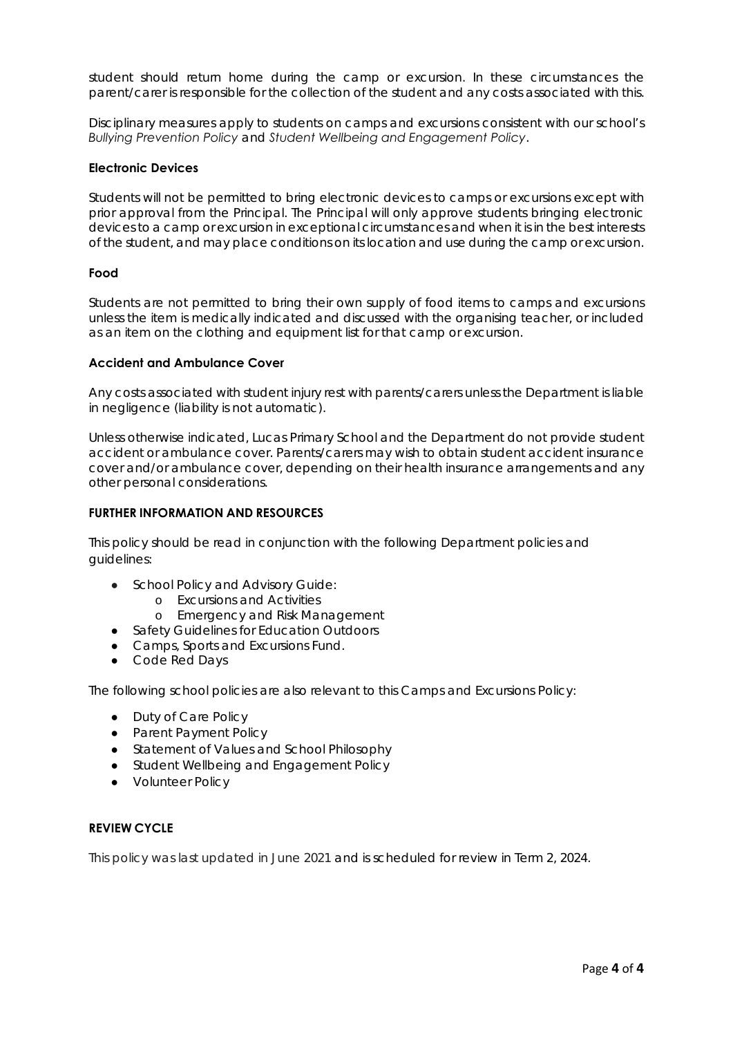student should return home during the camp or excursion. In these circumstances the parent/carer is responsible for the collection of the student and any costs associated with this.

Disciplinary measures apply to students on camps and excursions consistent with our school's *Bullying Prevention Policy* and *Student Wellbeing and Engagement Policy*.

**Electronic Devices**

Students will not be permitted to bring electronic devices to camps or excursions except with prior approval from the Principal. The Principal will only approve students bringing electronic devices to a camp or excursion in exceptional circumstances and when it is in the best interests of the student, and may place conditions on its location and use during the camp or excursion.

**Food**

Students are not permitted to bring their own supply of food items to camps and excursions unless the item is medically indicated and discussed with the organising teacher, or included as an item on the clothing and equipment list for that camp or excursion.

**Accident and Ambulance Cover**

Any costs associated with student injury rest with parents/carers unless the Department is liable in negligence (liability is not automatic).

Unless otherwise indicated, Lucas Primary School and the Department do not provide student accident or ambulance cover. Parents/carers may wish to obtain student accident insurance cover and/or ambulance cover, depending on their health insurance arrangements and any other personal considerations.

## FURTHER INFORMATION AND RESOURCES

This policy should be read in conjunction with the following Department policies and guidelines:

- School Policy and Advisory Guide:
  - Excursions and Activities
  - Emergency and Risk Management
- Safety Guidelines for Education Outdoors
- Camps, Sports and Excursions Fund.
- Code Red Days

The following school policies are also relevant to this Camps and Excursions Policy:

- Duty of Care Policy
- Parent Payment Policy
- Statement of Values and School Philosophy
- Student Wellbeing and Engagement Policy
- Volunteer Policy

## REVIEW CYCLE

This policy was last updated in June 2021 and is scheduled for review in Term 2, 2024.